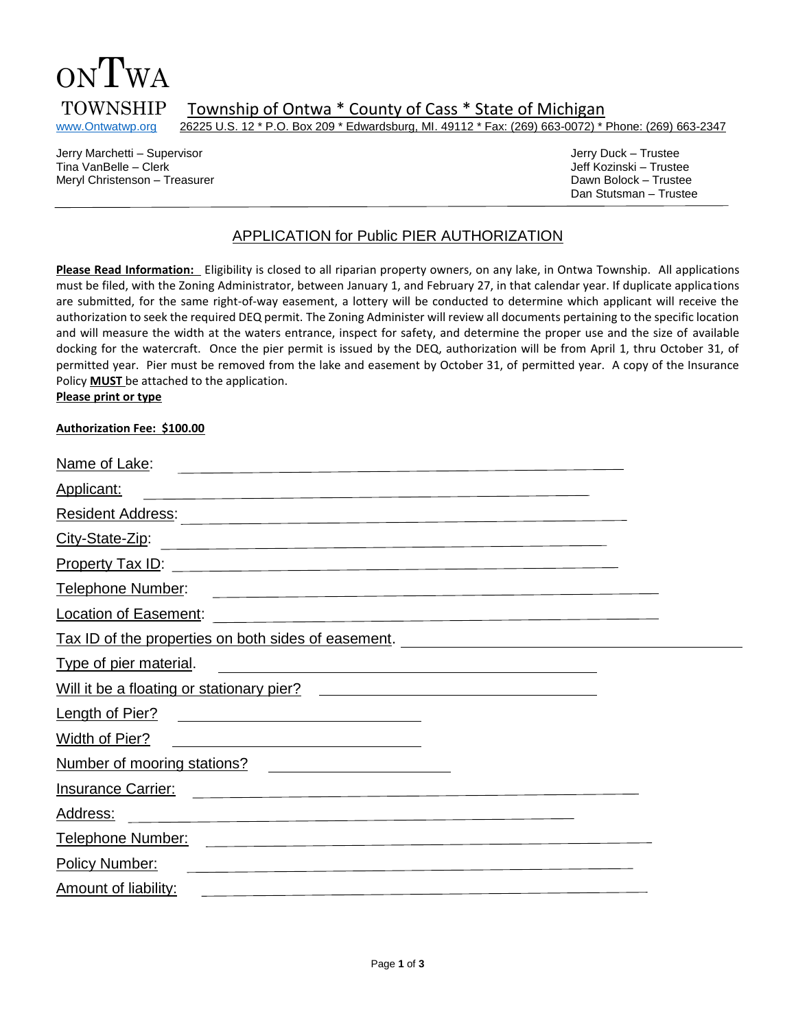# ONTWA TOWNSHIP

Township of Ontwa * County of Cass * State of Michigan

www.Ontwatwp.org 26225 U.S. 12 * P.O. Box 209 * Edwardsburg, MI. 49112 * Fax: (269) 663-0072) * Phone: (269) 663-2347

Jerry Marchetti – Supervisor
Tina VanBelle – Clerk
Meryl Christenson – Treasurer

Jerry Duck – Trustee
Jeff Kozinski – Trustee
Dawn Bolock – Trustee
Dan Stutsman – Trustee

## APPLICATION for Public PIER AUTHORIZATION

**Please Read Information:** Eligibility is closed to all riparian property owners, on any lake, in Ontwa Township. All applications must be filed, with the Zoning Administrator, between January 1, and February 27, in that calendar year. If duplicate applications are submitted, for the same right-of-way easement, a lottery will be conducted to determine which applicant will receive the authorization to seek the required DEQ permit. The Zoning Administer will review all documents pertaining to the specific location and will measure the width at the waters entrance, inspect for safety, and determine the proper use and the size of available docking for the watercraft. Once the pier permit is issued by the DEQ, authorization will be from April 1, thru October 31, of permitted year. Pier must be removed from the lake and easement by October 31, of permitted year. A copy of the Insurance Policy **MUST** be attached to the application.

**Please print or type**

**Authorization Fee: $100.00**

Name of Lake: ______________________________

Applicant: ______________________________

Resident Address: ______________________________

City-State-Zip: ______________________________

Property Tax ID: ______________________________

Telephone Number: ______________________________

Location of Easement: ______________________________

Tax ID of the properties on both sides of easement. ______________________________

Type of pier material. ______________________________

Will it be a floating or stationary pier? ______________________________

Length of Pier? ______________________________

Width of Pier? ______________________________

Number of mooring stations? ______________________________

Insurance Carrier: ______________________________

Address: ______________________________

Telephone Number: ______________________________

Policy Number: ______________________________

Amount of liability: ______________________________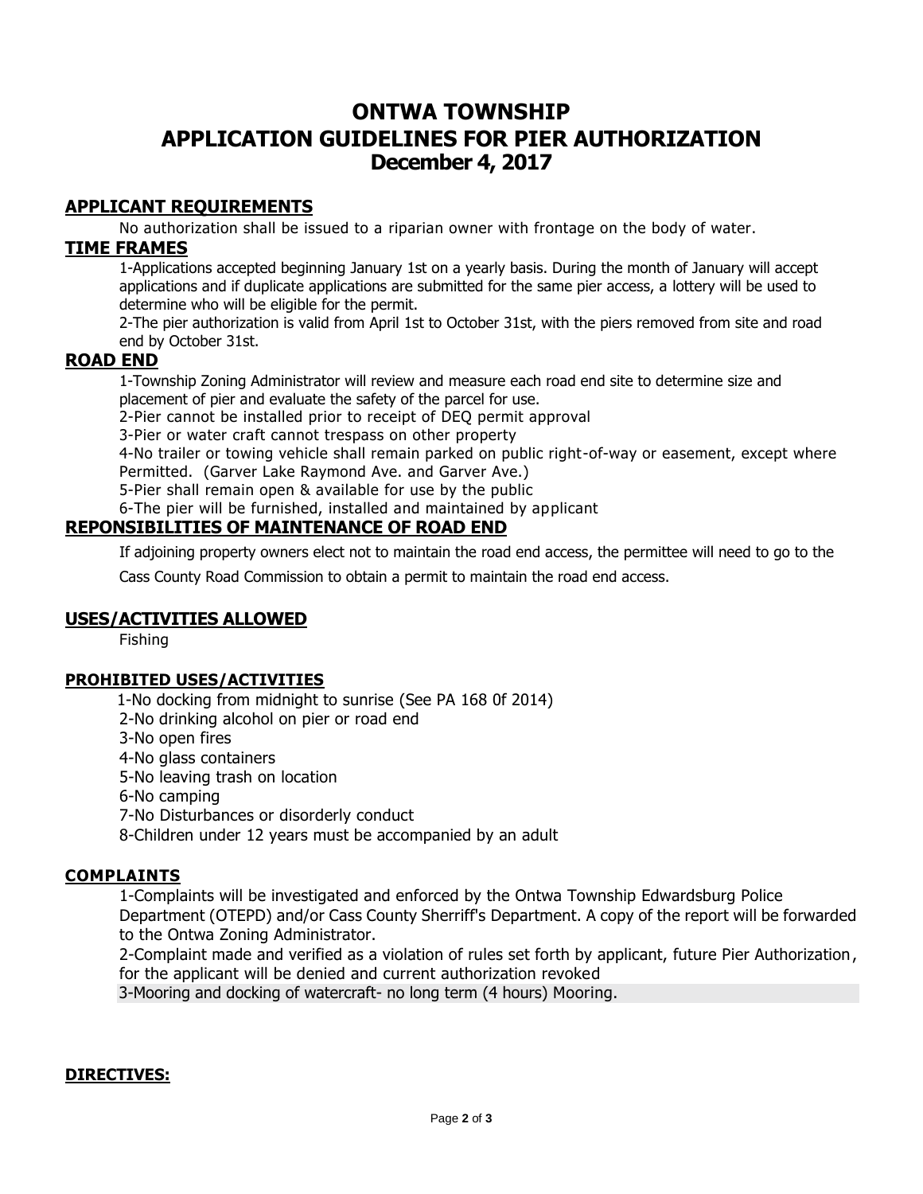# ONTWA TOWNSHIP
# APPLICATION GUIDELINES FOR PIER AUTHORIZATION
## December 4, 2017

### APPLICANT REQUIREMENTS

No authorization shall be issued to a riparian owner with frontage on the body of water.

### TIME FRAMES

1-Applications accepted beginning January 1st on a yearly basis. During the month of January will accept applications and if duplicate applications are submitted for the same pier access, a lottery will be used to determine who will be eligible for the permit.

2-The pier authorization is valid from April 1st to October 31st, with the piers removed from site and road end by October 31st.

### ROAD END

1-Township Zoning Administrator will review and measure each road end site to determine size and placement of pier and evaluate the safety of the parcel for use.

2-Pier cannot be installed prior to receipt of DEQ permit approval

3-Pier or water craft cannot trespass on other property

4-No trailer or towing vehicle shall remain parked on public right-of-way or easement, except where Permitted. (Garver Lake Raymond Ave. and Garver Ave.)

5-Pier shall remain open & available for use by the public

6-The pier will be furnished, installed and maintained by applicant

### REPONSIBILITIES OF MAINTENANCE OF ROAD END

If adjoining property owners elect not to maintain the road end access, the permittee will need to go to the Cass County Road Commission to obtain a permit to maintain the road end access.

### USES/ACTIVITIES ALLOWED

Fishing

### PROHIBITED USES/ACTIVITIES

1-No docking from midnight to sunrise (See PA 168 0f 2014)

2-No drinking alcohol on pier or road end

3-No open fires

4-No glass containers

5-No leaving trash on location

6-No camping

7-No Disturbances or disorderly conduct

8-Children under 12 years must be accompanied by an adult

### COMPLAINTS

1-Complaints will be investigated and enforced by the Ontwa Township Edwardsburg Police Department (OTEPD) and/or Cass County Sherriff's Department. A copy of the report will be forwarded to the Ontwa Zoning Administrator.

2-Complaint made and verified as a violation of rules set forth by applicant, future Pier Authorization, for the applicant will be denied and current authorization revoked

3-Mooring and docking of watercraft- no long term (4 hours) Mooring.

### DIRECTIVES: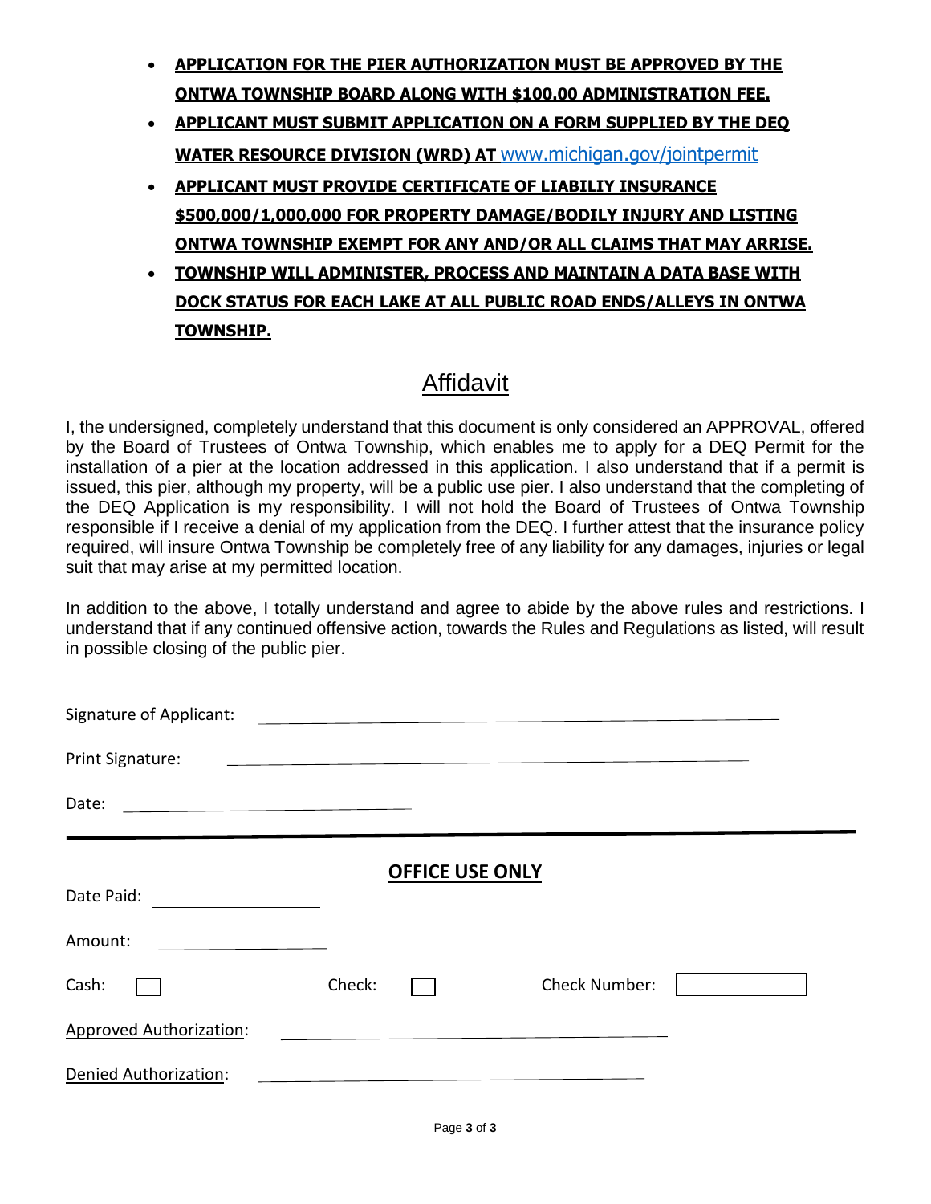- **APPLICATION FOR THE PIER AUTHORIZATION MUST BE APPROVED BY THE ONTWA TOWNSHIP BOARD ALONG WITH $100.00 ADMINISTRATION FEE.**
- **APPLICANT MUST SUBMIT APPLICATION ON A FORM SUPPLIED BY THE DEQ WATER RESOURCE DIVISION (WRD) AT** www.michigan.gov/jointpermit
- **APPLICANT MUST PROVIDE CERTIFICATE OF LIABILIY INSURANCE $500,000/1,000,000 FOR PROPERTY DAMAGE/BODILY INJURY AND LISTING ONTWA TOWNSHIP EXEMPT FOR ANY AND/OR ALL CLAIMS THAT MAY ARRISE.**
- **TOWNSHIP WILL ADMINISTER, PROCESS AND MAINTAIN A DATA BASE WITH DOCK STATUS FOR EACH LAKE AT ALL PUBLIC ROAD ENDS/ALLEYS IN ONTWA TOWNSHIP.**

# Affidavit

I, the undersigned, completely understand that this document is only considered an APPROVAL, offered by the Board of Trustees of Ontwa Township, which enables me to apply for a DEQ Permit for the installation of a pier at the location addressed in this application. I also understand that if a permit is issued, this pier, although my property, will be a public use pier. I also understand that the completing of the DEQ Application is my responsibility. I will not hold the Board of Trustees of Ontwa Township responsible if I receive a denial of my application from the DEQ. I further attest that the insurance policy required, will insure Ontwa Township be completely free of any liability for any damages, injuries or legal suit that may arise at my permitted location.

In addition to the above, I totally understand and agree to abide by the above rules and restrictions. I understand that if any continued offensive action, towards the Rules and Regulations as listed, will result in possible closing of the public pier.

Signature of Applicant: ______________________________

Print Signature: ______________________________

Date: ______________________________

---

## OFFICE USE ONLY

Date Paid: ____________________

Amount: ____________________

Cash: ☐ Check: ☐ Check Number: ☐

Approved Authorization: ______________________________

Denied Authorization: ______________________________